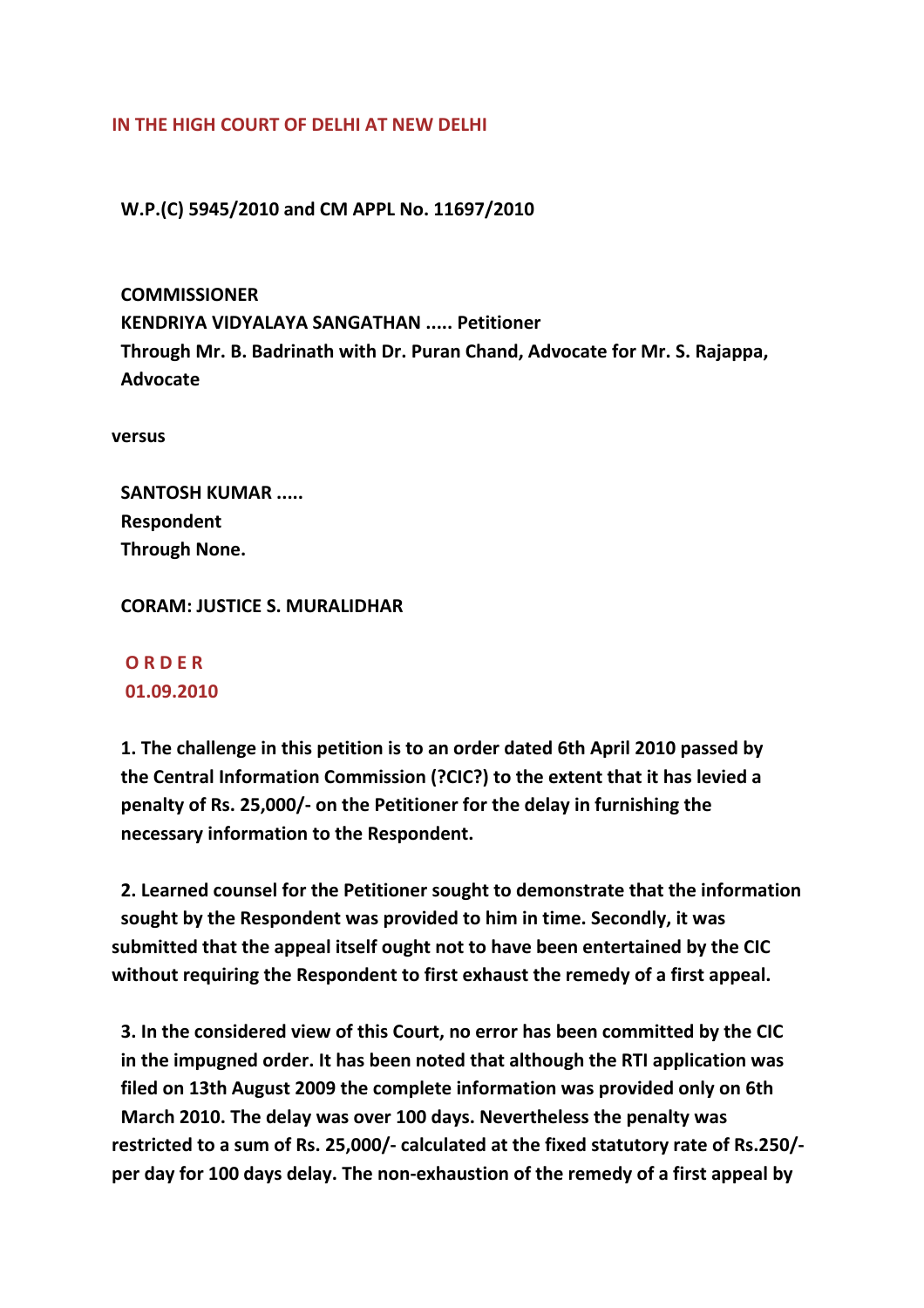**IN THE HIGH COURT OF DELHI AT NEW DELHI**

**W.P.(C) 5945/2010 and CM APPL No. 11697/2010**

**COMMISSIONER**
**KENDRIYA VIDYALAYA SANGATHAN ..... Petitioner**
**Through Mr. B. Badrinath with Dr. Puran Chand, Advocate for Mr. S. Rajappa, Advocate**

**versus**

**SANTOSH KUMAR .....**
**Respondent**
**Through None.**

**CORAM: JUSTICE S. MURALIDHAR**

**O R D E R**
**01.09.2010**

**1. The challenge in this petition is to an order dated 6th April 2010 passed by the Central Information Commission (?CIC?) to the extent that it has levied a penalty of Rs. 25,000/- on the Petitioner for the delay in furnishing the necessary information to the Respondent.**

**2. Learned counsel for the Petitioner sought to demonstrate that the information sought by the Respondent was provided to him in time. Secondly, it was submitted that the appeal itself ought not to have been entertained by the CIC without requiring the Respondent to first exhaust the remedy of a first appeal.**

**3. In the considered view of this Court, no error has been committed by the CIC in the impugned order. It has been noted that although the RTI application was filed on 13th August 2009 the complete information was provided only on 6th March 2010. The delay was over 100 days. Nevertheless the penalty was restricted to a sum of Rs. 25,000/- calculated at the fixed statutory rate of Rs.250/- per day for 100 days delay. The non-exhaustion of the remedy of a first appeal by**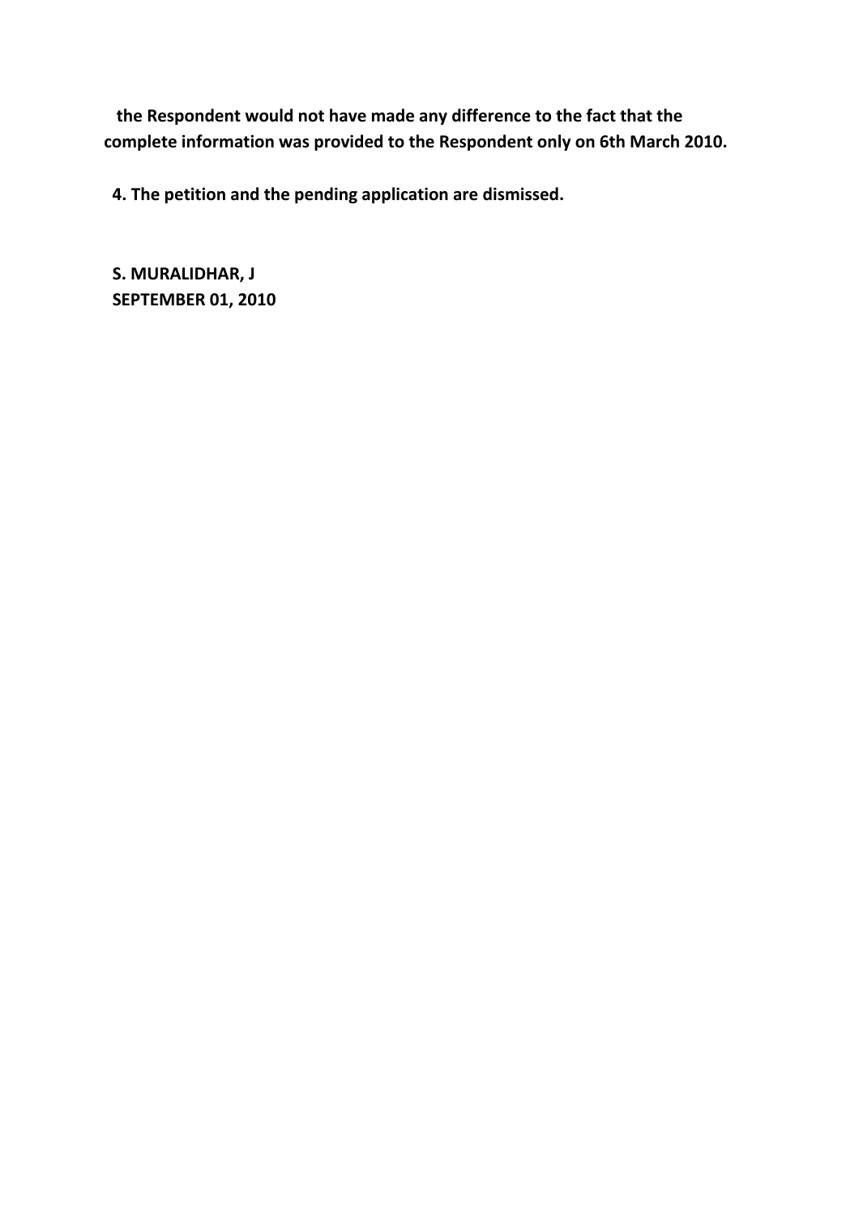**the Respondent would not have made any difference to the fact that the complete information was provided to the Respondent only on 6th March 2010.**

**4. The petition and the pending application are dismissed.**

**S. MURALIDHAR, J**
**SEPTEMBER 01, 2010**